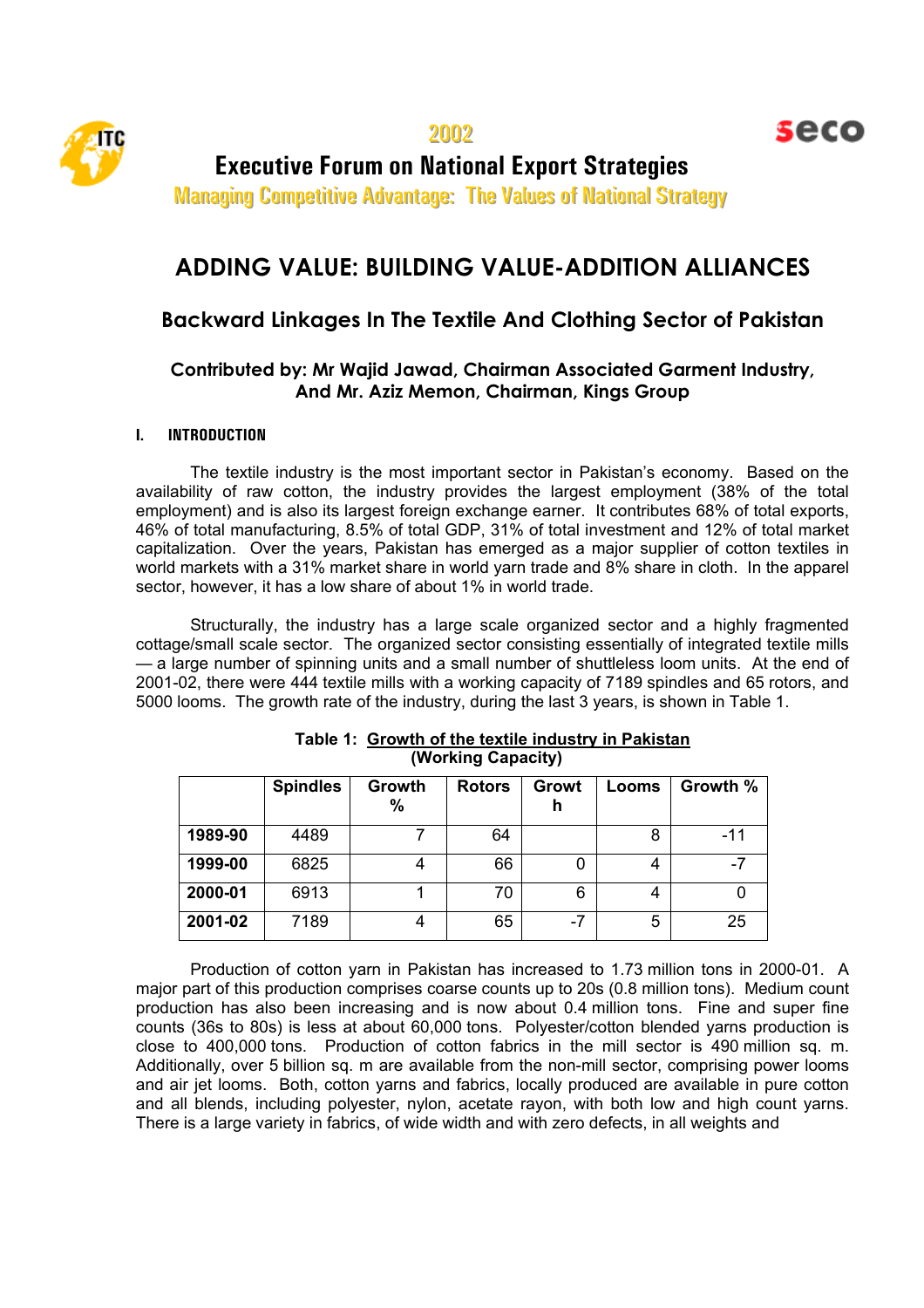2002

# Executive Forum on National Export Strategies

Managing Competitive Advantage: The Values of National Strategy

## ADDING VALUE: BUILDING VALUE-ADDITION ALLIANCES

### Backward Linkages In The Textile And Clothing Sector of Pakistan

**Contributed by: Mr Wajid Jawad, Chairman Associated Garment Industry, And Mr. Aziz Memon, Chairman, Kings Group**

### I. INTRODUCTION

The textile industry is the most important sector in Pakistan's economy. Based on the availability of raw cotton, the industry provides the largest employment (38% of the total employment) and is also its largest foreign exchange earner. It contributes 68% of total exports, 46% of total manufacturing, 8.5% of total GDP, 31% of total investment and 12% of total market capitalization. Over the years, Pakistan has emerged as a major supplier of cotton textiles in world markets with a 31% market share in world yarn trade and 8% share in cloth. In the apparel sector, however, it has a low share of about 1% in world trade.

Structurally, the industry has a large scale organized sector and a highly fragmented cottage/small scale sector. The organized sector consisting essentially of integrated textile mills — a large number of spinning units and a small number of shuttleless loom units. At the end of 2001-02, there were 444 textile mills with a working capacity of 7189 spindles and 65 rotors, and 5000 looms. The growth rate of the industry, during the last 3 years, is shown in Table 1.

**Table 1: Growth of the textile industry in Pakistan (Working Capacity)**

| | Spindles | Growth % | Rotors | Growth | Looms | Growth % |
|---|---|---|---|---|---|---|
| **1989-90** | 4489 | 7 | 64 | | 8 | -11 |
| **1999-00** | 6825 | 4 | 66 | 0 | 4 | -7 |
| **2000-01** | 6913 | 1 | 70 | 6 | 4 | 0 |
| **2001-02** | 7189 | 4 | 65 | -7 | 5 | 25 |

Production of cotton yarn in Pakistan has increased to 1.73 million tons in 2000-01. A major part of this production comprises coarse counts up to 20s (0.8 million tons). Medium count production has also been increasing and is now about 0.4 million tons. Fine and super fine counts (36s to 80s) is less at about 60,000 tons. Polyester/cotton blended yarns production is close to 400,000 tons. Production of cotton fabrics in the mill sector is 490 million sq. m. Additionally, over 5 billion sq. m are available from the non-mill sector, comprising power looms and air jet looms. Both, cotton yarns and fabrics, locally produced are available in pure cotton and all blends, including polyester, nylon, acetate rayon, with both low and high count yarns. There is a large variety in fabrics, of wide width and with zero defects, in all weights and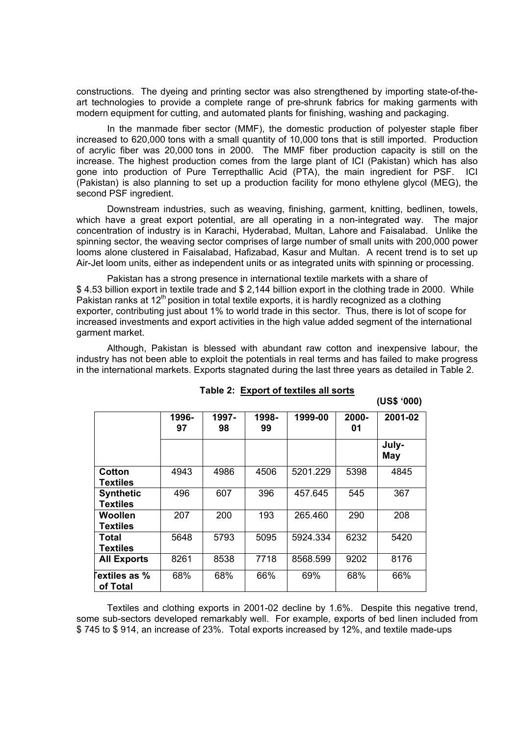constructions. The dyeing and printing sector was also strengthened by importing state-of-the-art technologies to provide a complete range of pre-shrunk fabrics for making garments with modern equipment for cutting, and automated plants for finishing, washing and packaging.

In the manmade fiber sector (MMF), the domestic production of polyester staple fiber increased to 620,000 tons with a small quantity of 10,000 tons that is still imported. Production of acrylic fiber was 20,000 tons in 2000. The MMF fiber production capacity is still on the increase. The highest production comes from the large plant of ICI (Pakistan) which has also gone into production of Pure Terrepthallic Acid (PTA), the main ingredient for PSF. ICI (Pakistan) is also planning to set up a production facility for mono ethylene glycol (MEG), the second PSF ingredient.

Downstream industries, such as weaving, finishing, garment, knitting, bedlinen, towels, which have a great export potential, are all operating in a non-integrated way. The major concentration of industry is in Karachi, Hyderabad, Multan, Lahore and Faisalabad. Unlike the spinning sector, the weaving sector comprises of large number of small units with 200,000 power looms alone clustered in Faisalabad, Hafizabad, Kasur and Multan. A recent trend is to set up Air-Jet loom units, either as independent units or as integrated units with spinning or processing.

Pakistan has a strong presence in international textile markets with a share of $ 4.53 billion export in textile trade and $ 2,144 billion export in the clothing trade in 2000. While Pakistan ranks at 12th position in total textile exports, it is hardly recognized as a clothing exporter, contributing just about 1% to world trade in this sector. Thus, there is lot of scope for increased investments and export activities in the high value added segment of the international garment market.

Although, Pakistan is blessed with abundant raw cotton and inexpensive labour, the industry has not been able to exploit the potentials in real terms and has failed to make progress in the international markets. Exports stagnated during the last three years as detailed in Table 2.

**Table 2: Export of textiles all sorts**

**(US$ '000)**

| | 1996-97 | 1997-98 | 1998-99 | 1999-00 | 2000-01 | 2001-02 |
|---|---|---|---|---|---|---|
| | | | | | | July-May |
| **Cotton Textiles** | 4943 | 4986 | 4506 | 5201.229 | 5398 | 4845 |
| **Synthetic Textiles** | 496 | 607 | 396 | 457.645 | 545 | 367 |
| **Woollen Textiles** | 207 | 200 | 193 | 265.460 | 290 | 208 |
| **Total Textiles** | 5648 | 5793 | 5095 | 5924.334 | 6232 | 5420 |
| **All Exports** | 8261 | 8538 | 7718 | 8568.599 | 9202 | 8176 |
| **Textiles as % of Total** | 68% | 68% | 66% | 69% | 68% | 66% |

Textiles and clothing exports in 2001-02 decline by 1.6%. Despite this negative trend, some sub-sectors developed remarkably well. For example, exports of bed linen included from $ 745 to $ 914, an increase of 23%. Total exports increased by 12%, and textile made-ups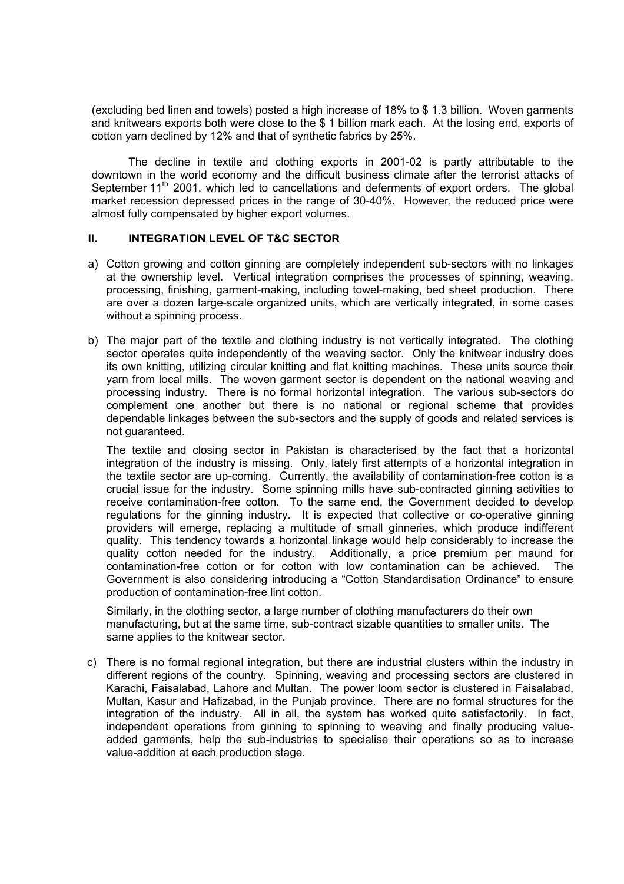(excluding bed linen and towels) posted a high increase of 18% to $ 1.3 billion. Woven garments and knitwears exports both were close to the $ 1 billion mark each. At the losing end, exports of cotton yarn declined by 12% and that of synthetic fabrics by 25%.

The decline in textile and clothing exports in 2001-02 is partly attributable to the downtown in the world economy and the difficult business climate after the terrorist attacks of September 11th 2001, which led to cancellations and deferments of export orders. The global market recession depressed prices in the range of 30-40%. However, the reduced price were almost fully compensated by higher export volumes.

## II. INTEGRATION LEVEL OF T&C SECTOR

a) Cotton growing and cotton ginning are completely independent sub-sectors with no linkages at the ownership level. Vertical integration comprises the processes of spinning, weaving, processing, finishing, garment-making, including towel-making, bed sheet production. There are over a dozen large-scale organized units, which are vertically integrated, in some cases without a spinning process.

b) The major part of the textile and clothing industry is not vertically integrated. The clothing sector operates quite independently of the weaving sector. Only the knitwear industry does its own knitting, utilizing circular knitting and flat knitting machines. These units source their yarn from local mills. The woven garment sector is dependent on the national weaving and processing industry. There is no formal horizontal integration. The various sub-sectors do complement one another but there is no national or regional scheme that provides dependable linkages between the sub-sectors and the supply of goods and related services is not guaranteed.

   The textile and closing sector in Pakistan is characterised by the fact that a horizontal integration of the industry is missing. Only, lately first attempts of a horizontal integration in the textile sector are up-coming. Currently, the availability of contamination-free cotton is a crucial issue for the industry. Some spinning mills have sub-contracted ginning activities to receive contamination-free cotton. To the same end, the Government decided to develop regulations for the ginning industry. It is expected that collective or co-operative ginning providers will emerge, replacing a multitude of small ginneries, which produce indifferent quality. This tendency towards a horizontal linkage would help considerably to increase the quality cotton needed for the industry. Additionally, a price premium per maund for contamination-free cotton or for cotton with low contamination can be achieved. The Government is also considering introducing a "Cotton Standardisation Ordinance" to ensure production of contamination-free lint cotton.

   Similarly, in the clothing sector, a large number of clothing manufacturers do their own manufacturing, but at the same time, sub-contract sizable quantities to smaller units. The same applies to the knitwear sector.

c) There is no formal regional integration, but there are industrial clusters within the industry in different regions of the country. Spinning, weaving and processing sectors are clustered in Karachi, Faisalabad, Lahore and Multan. The power loom sector is clustered in Faisalabad, Multan, Kasur and Hafizabad, in the Punjab province. There are no formal structures for the integration of the industry. All in all, the system has worked quite satisfactorily. In fact, independent operations from ginning to spinning to weaving and finally producing value-added garments, help the sub-industries to specialise their operations so as to increase value-addition at each production stage.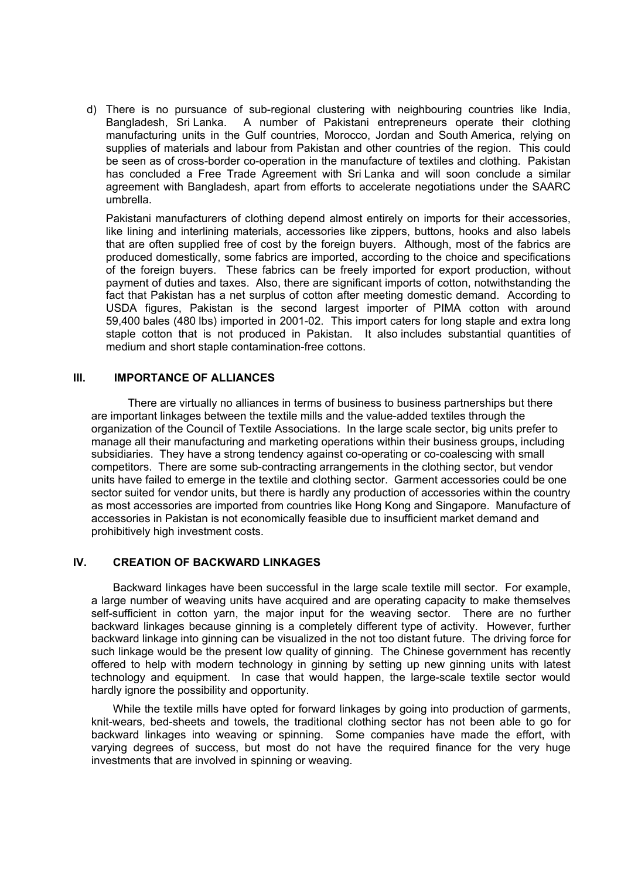d) There is no pursuance of sub-regional clustering with neighbouring countries like India, Bangladesh, Sri Lanka. A number of Pakistani entrepreneurs operate their clothing manufacturing units in the Gulf countries, Morocco, Jordan and South America, relying on supplies of materials and labour from Pakistan and other countries of the region. This could be seen as of cross-border co-operation in the manufacture of textiles and clothing. Pakistan has concluded a Free Trade Agreement with Sri Lanka and will soon conclude a similar agreement with Bangladesh, apart from efforts to accelerate negotiations under the SAARC umbrella.

   Pakistani manufacturers of clothing depend almost entirely on imports for their accessories, like lining and interlining materials, accessories like zippers, buttons, hooks and also labels that are often supplied free of cost by the foreign buyers. Although, most of the fabrics are produced domestically, some fabrics are imported, according to the choice and specifications of the foreign buyers. These fabrics can be freely imported for export production, without payment of duties and taxes. Also, there are significant imports of cotton, notwithstanding the fact that Pakistan has a net surplus of cotton after meeting domestic demand. According to USDA figures, Pakistan is the second largest importer of PIMA cotton with around 59,400 bales (480 lbs) imported in 2001-02. This import caters for long staple and extra long staple cotton that is not produced in Pakistan. It also includes substantial quantities of medium and short staple contamination-free cottons.

## III. IMPORTANCE OF ALLIANCES

There are virtually no alliances in terms of business to business partnerships but there are important linkages between the textile mills and the value-added textiles through the organization of the Council of Textile Associations. In the large scale sector, big units prefer to manage all their manufacturing and marketing operations within their business groups, including subsidiaries. They have a strong tendency against co-operating or co-coalescing with small competitors. There are some sub-contracting arrangements in the clothing sector, but vendor units have failed to emerge in the textile and clothing sector. Garment accessories could be one sector suited for vendor units, but there is hardly any production of accessories within the country as most accessories are imported from countries like Hong Kong and Singapore. Manufacture of accessories in Pakistan is not economically feasible due to insufficient market demand and prohibitively high investment costs.

## IV. CREATION OF BACKWARD LINKAGES

Backward linkages have been successful in the large scale textile mill sector. For example, a large number of weaving units have acquired and are operating capacity to make themselves self-sufficient in cotton yarn, the major input for the weaving sector. There are no further backward linkages because ginning is a completely different type of activity. However, further backward linkage into ginning can be visualized in the not too distant future. The driving force for such linkage would be the present low quality of ginning. The Chinese government has recently offered to help with modern technology in ginning by setting up new ginning units with latest technology and equipment. In case that would happen, the large-scale textile sector would hardly ignore the possibility and opportunity.

While the textile mills have opted for forward linkages by going into production of garments, knit-wears, bed-sheets and towels, the traditional clothing sector has not been able to go for backward linkages into weaving or spinning. Some companies have made the effort, with varying degrees of success, but most do not have the required finance for the very huge investments that are involved in spinning or weaving.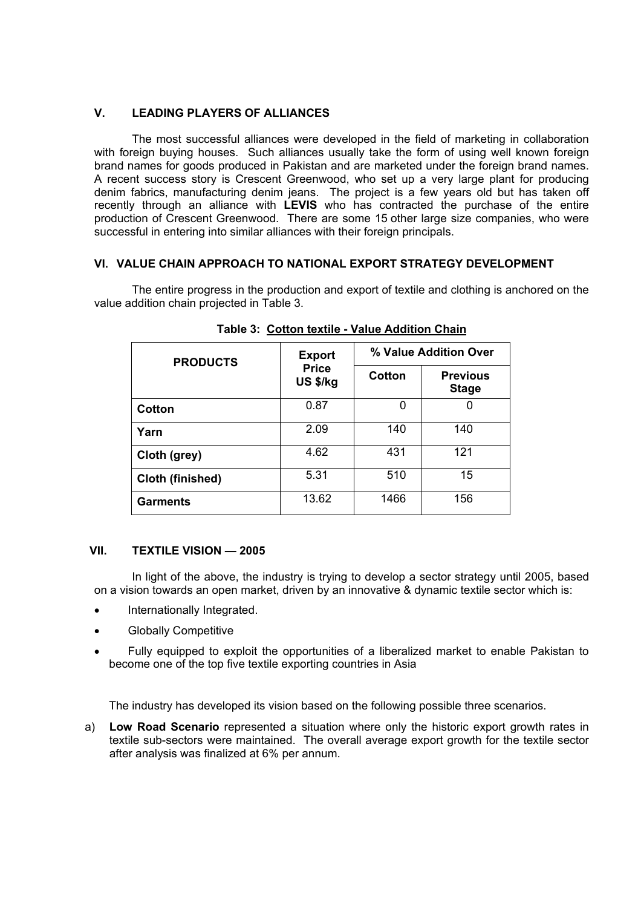## V. LEADING PLAYERS OF ALLIANCES

The most successful alliances were developed in the field of marketing in collaboration with foreign buying houses. Such alliances usually take the form of using well known foreign brand names for goods produced in Pakistan and are marketed under the foreign brand names. A recent success story is Crescent Greenwood, who set up a very large plant for producing denim fabrics, manufacturing denim jeans. The project is a few years old but has taken off recently through an alliance with **LEVIS** who has contracted the purchase of the entire production of Crescent Greenwood. There are some 15 other large size companies, who were successful in entering into similar alliances with their foreign principals.

## VI. VALUE CHAIN APPROACH TO NATIONAL EXPORT STRATEGY DEVELOPMENT

The entire progress in the production and export of textile and clothing is anchored on the value addition chain projected in Table 3.

**Table 3: Cotton textile - Value Addition Chain**

| PRODUCTS | Export Price US $/kg | % Value Addition Over | |
|---|---|---|---|
| | | Cotton | Previous Stage |
| **Cotton** | 0.87 | 0 | 0 |
| **Yarn** | 2.09 | 140 | 140 |
| **Cloth (grey)** | 4.62 | 431 | 121 |
| **Cloth (finished)** | 5.31 | 510 | 15 |
| **Garments** | 13.62 | 1466 | 156 |

## VII. TEXTILE VISION — 2005

In light of the above, the industry is trying to develop a sector strategy until 2005, based on a vision towards an open market, driven by an innovative & dynamic textile sector which is:

- Internationally Integrated.
- Globally Competitive
- Fully equipped to exploit the opportunities of a liberalized market to enable Pakistan to become one of the top five textile exporting countries in Asia

The industry has developed its vision based on the following possible three scenarios.

a) **Low Road Scenario** represented a situation where only the historic export growth rates in textile sub-sectors were maintained. The overall average export growth for the textile sector after analysis was finalized at 6% per annum.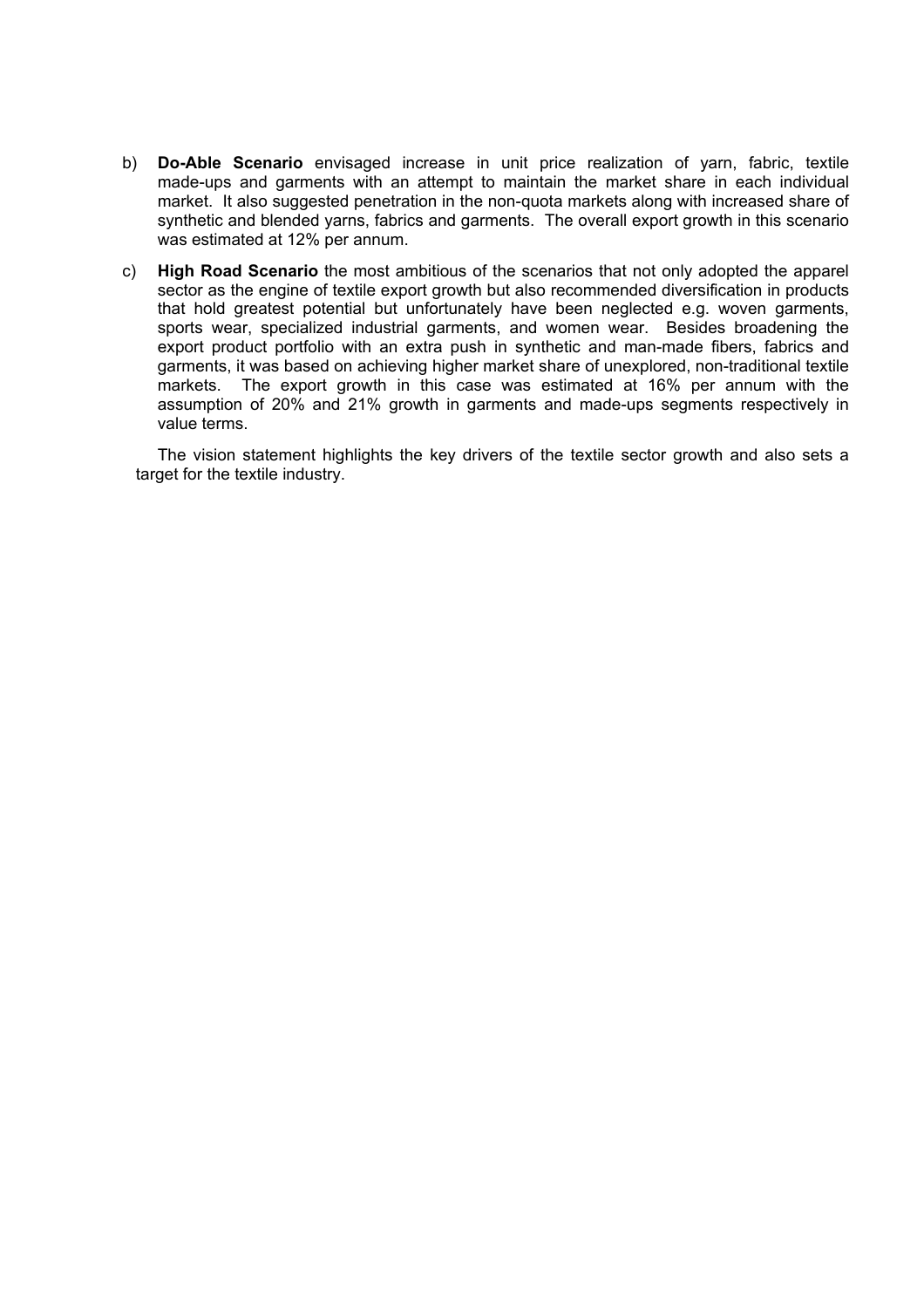b) **Do-Able Scenario** envisaged increase in unit price realization of yarn, fabric, textile made-ups and garments with an attempt to maintain the market share in each individual market. It also suggested penetration in the non-quota markets along with increased share of synthetic and blended yarns, fabrics and garments. The overall export growth in this scenario was estimated at 12% per annum.

c) **High Road Scenario** the most ambitious of the scenarios that not only adopted the apparel sector as the engine of textile export growth but also recommended diversification in products that hold greatest potential but unfortunately have been neglected e.g. woven garments, sports wear, specialized industrial garments, and women wear. Besides broadening the export product portfolio with an extra push in synthetic and man-made fibers, fabrics and garments, it was based on achieving higher market share of unexplored, non-traditional textile markets. The export growth in this case was estimated at 16% per annum with the assumption of 20% and 21% growth in garments and made-ups segments respectively in value terms.

The vision statement highlights the key drivers of the textile sector growth and also sets a target for the textile industry.